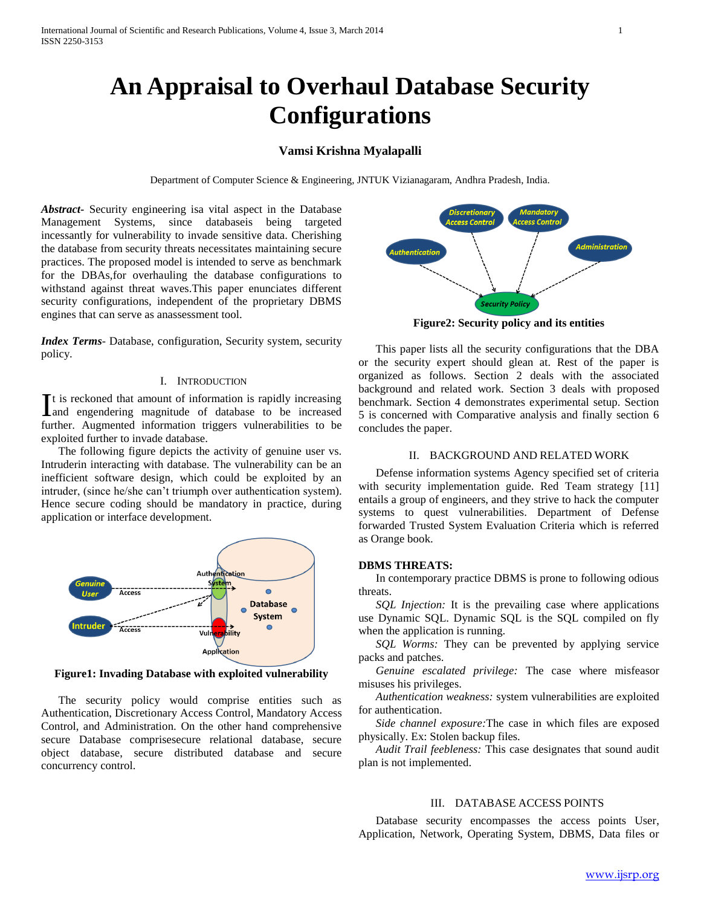# An Appraisal to Overhaul Database Security Configurations

**Vamsi Krishna Myalapalli**

Department of Computer Science & Engineering, JNTUK Vizianagaram, Andhra Pradesh, India.

***Abstract***- Security engineering isa vital aspect in the Database Management Systems, since databaseis being targeted incessantly for vulnerability to invade sensitive data. Cherishing the database from security threats necessitates maintaining secure practices. The proposed model is intended to serve as benchmark for the DBAs,for overhauling the database configurations to withstand against threat waves.This paper enunciates different security configurations, independent of the proprietary DBMS engines that can serve as anassessment tool.

***Index Terms***- Database, configuration, Security system, security policy.

## I. Introduction

It is reckoned that amount of information is rapidly increasing and engendering magnitude of database to be increased further. Augmented information triggers vulnerabilities to be exploited further to invade database.

The following figure depicts the activity of genuine user vs. Intruderin interacting with database. The vulnerability can be an inefficient software design, which could be exploited by an intruder, (since he/she can't triumph over authentication system). Hence secure coding should be mandatory in practice, during application or interface development.

**Figure1: Invading Database with exploited vulnerability**

The security policy would comprise entities such as Authentication, Discretionary Access Control, Mandatory Access Control, and Administration. On the other hand comprehensive secure Database comprisesecure relational database, secure object database, secure distributed database and secure concurrency control.

**Figure2: Security policy and its entities**

This paper lists all the security configurations that the DBA or the security expert should glean at. Rest of the paper is organized as follows. Section 2 deals with the associated background and related work. Section 3 deals with proposed benchmark. Section 4 demonstrates experimental setup. Section 5 is concerned with Comparative analysis and finally section 6 concludes the paper.

## II. BACKGROUND AND RELATED WORK

Defense information systems Agency specified set of criteria with security implementation guide. Red Team strategy [11] entails a group of engineers, and they strive to hack the computer systems to quest vulnerabilities. Department of Defense forwarded Trusted System Evaluation Criteria which is referred as Orange book.

**DBMS THREATS:**

In contemporary practice DBMS is prone to following odious threats.

*SQL Injection:* It is the prevailing case where applications use Dynamic SQL. Dynamic SQL is the SQL compiled on fly when the application is running.

*SQL Worms:* They can be prevented by applying service packs and patches.

*Genuine escalated privilege:* The case where misfeasor misuses his privileges.

*Authentication weakness:* system vulnerabilities are exploited for authentication.

*Side channel exposure:*The case in which files are exposed physically. Ex: Stolen backup files.

*Audit Trail feebleness:* This case designates that sound audit plan is not implemented.

## III. DATABASE ACCESS POINTS

Database security encompasses the access points User, Application, Network, Operating System, DBMS, Data files or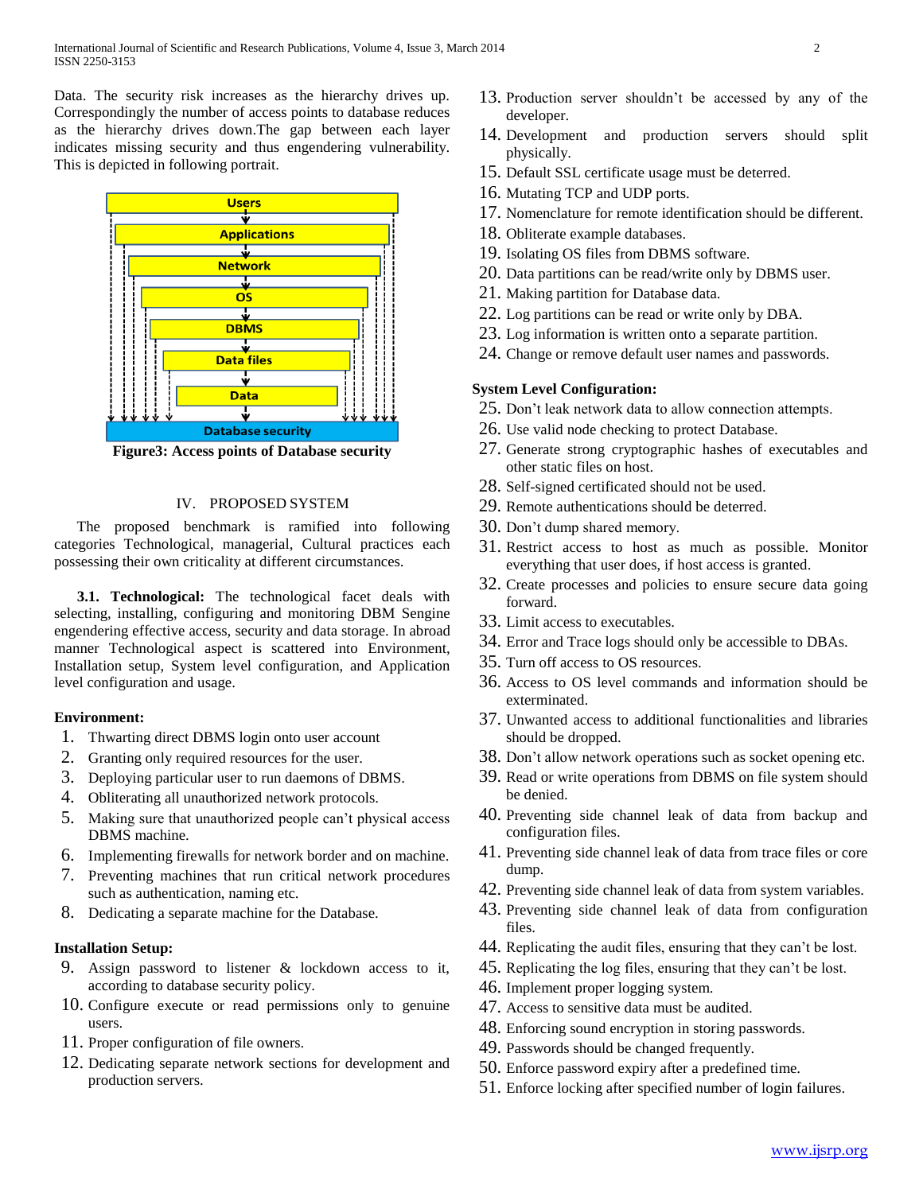Data. The security risk increases as the hierarchy drives up. Correspondingly the number of access points to database reduces as the hierarchy drives down.The gap between each layer indicates missing security and thus engendering vulnerability. This is depicted in following portrait.

**Figure3: Access points of Database security**

## IV. PROPOSED SYSTEM

The proposed benchmark is ramified into following categories Technological, managerial, Cultural practices each possessing their own criticality at different circumstances.

**3.1. Technological:** The technological facet deals with selecting, installing, configuring and monitoring DBM Sengine engendering effective access, security and data storage. In abroad manner Technological aspect is scattered into Environment, Installation setup, System level configuration, and Application level configuration and usage.

**Environment:**

1. Thwarting direct DBMS login onto user account
2. Granting only required resources for the user.
3. Deploying particular user to run daemons of DBMS.
4. Obliterating all unauthorized network protocols.
5. Making sure that unauthorized people can't physical access DBMS machine.
6. Implementing firewalls for network border and on machine.
7. Preventing machines that run critical network procedures such as authentication, naming etc.
8. Dedicating a separate machine for the Database.

**Installation Setup:**

9. Assign password to listener & lockdown access to it, according to database security policy.
10. Configure execute or read permissions only to genuine users.
11. Proper configuration of file owners.
12. Dedicating separate network sections for development and production servers.
13. Production server shouldn't be accessed by any of the developer.
14. Development and production servers should split physically.
15. Default SSL certificate usage must be deterred.
16. Mutating TCP and UDP ports.
17. Nomenclature for remote identification should be different.
18. Obliterate example databases.
19. Isolating OS files from DBMS software.
20. Data partitions can be read/write only by DBMS user.
21. Making partition for Database data.
22. Log partitions can be read or write only by DBA.
23. Log information is written onto a separate partition.
24. Change or remove default user names and passwords.

**System Level Configuration:**

25. Don't leak network data to allow connection attempts.
26. Use valid node checking to protect Database.
27. Generate strong cryptographic hashes of executables and other static files on host.
28. Self-signed certificated should not be used.
29. Remote authentications should be deterred.
30. Don't dump shared memory.
31. Restrict access to host as much as possible. Monitor everything that user does, if host access is granted.
32. Create processes and policies to ensure secure data going forward.
33. Limit access to executables.
34. Error and Trace logs should only be accessible to DBAs.
35. Turn off access to OS resources.
36. Access to OS level commands and information should be exterminated.
37. Unwanted access to additional functionalities and libraries should be dropped.
38. Don't allow network operations such as socket opening etc.
39. Read or write operations from DBMS on file system should be denied.
40. Preventing side channel leak of data from backup and configuration files.
41. Preventing side channel leak of data from trace files or core dump.
42. Preventing side channel leak of data from system variables.
43. Preventing side channel leak of data from configuration files.
44. Replicating the audit files, ensuring that they can't be lost.
45. Replicating the log files, ensuring that they can't be lost.
46. Implement proper logging system.
47. Access to sensitive data must be audited.
48. Enforcing sound encryption in storing passwords.
49. Passwords should be changed frequently.
50. Enforce password expiry after a predefined time.
51. Enforce locking after specified number of login failures.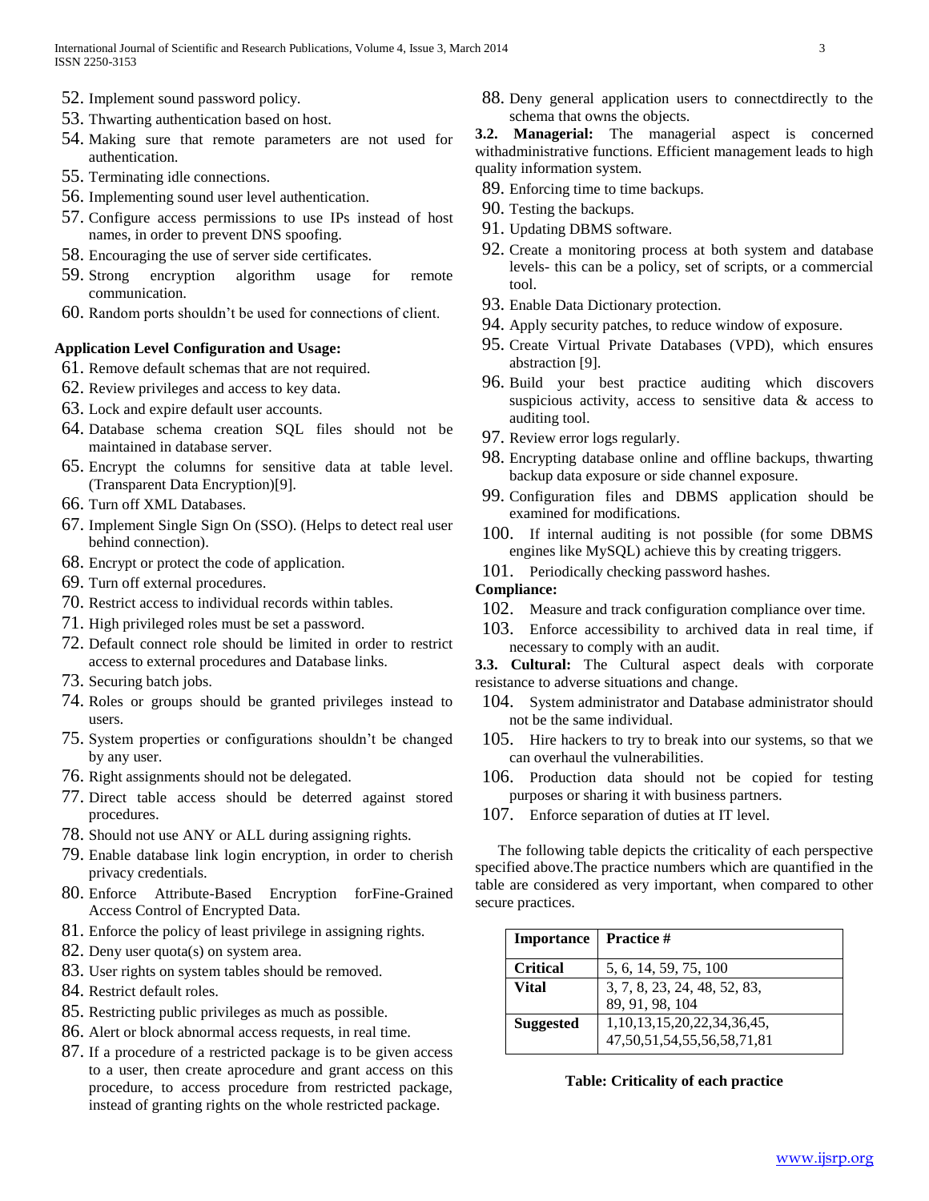52. Implement sound password policy.
53. Thwarting authentication based on host.
54. Making sure that remote parameters are not used for authentication.
55. Terminating idle connections.
56. Implementing sound user level authentication.
57. Configure access permissions to use IPs instead of host names, in order to prevent DNS spoofing.
58. Encouraging the use of server side certificates.
59. Strong encryption algorithm usage for remote communication.
60. Random ports shouldn't be used for connections of client.

**Application Level Configuration and Usage:**

61. Remove default schemas that are not required.
62. Review privileges and access to key data.
63. Lock and expire default user accounts.
64. Database schema creation SQL files should not be maintained in database server.
65. Encrypt the columns for sensitive data at table level. (Transparent Data Encryption)[9].
66. Turn off XML Databases.
67. Implement Single Sign On (SSO). (Helps to detect real user behind connection).
68. Encrypt or protect the code of application.
69. Turn off external procedures.
70. Restrict access to individual records within tables.
71. High privileged roles must be set a password.
72. Default connect role should be limited in order to restrict access to external procedures and Database links.
73. Securing batch jobs.
74. Roles or groups should be granted privileges instead to users.
75. System properties or configurations shouldn't be changed by any user.
76. Right assignments should not be delegated.
77. Direct table access should be deterred against stored procedures.
78. Should not use ANY or ALL during assigning rights.
79. Enable database link login encryption, in order to cherish privacy credentials.
80. Enforce Attribute-Based Encryption forFine-Grained Access Control of Encrypted Data.
81. Enforce the policy of least privilege in assigning rights.
82. Deny user quota(s) on system area.
83. User rights on system tables should be removed.
84. Restrict default roles.
85. Restricting public privileges as much as possible.
86. Alert or block abnormal access requests, in real time.
87. If a procedure of a restricted package is to be given access to a user, then create aprocedure and grant access on this procedure, to access procedure from restricted package, instead of granting rights on the whole restricted package.
88. Deny general application users to connectdirectly to the schema that owns the objects.

**3.2. Managerial:** The managerial aspect is concerned withadministrative functions. Efficient management leads to high quality information system.

89. Enforcing time to time backups.
90. Testing the backups.
91. Updating DBMS software.
92. Create a monitoring process at both system and database levels- this can be a policy, set of scripts, or a commercial tool.
93. Enable Data Dictionary protection.
94. Apply security patches, to reduce window of exposure.
95. Create Virtual Private Databases (VPD), which ensures abstraction [9].
96. Build your best practice auditing which discovers suspicious activity, access to sensitive data & access to auditing tool.
97. Review error logs regularly.
98. Encrypting database online and offline backups, thwarting backup data exposure or side channel exposure.
99. Configuration files and DBMS application should be examined for modifications.
100. If internal auditing is not possible (for some DBMS engines like MySQL) achieve this by creating triggers.
101. Periodically checking password hashes.

**Compliance:**

102. Measure and track configuration compliance over time.
103. Enforce accessibility to archived data in real time, if necessary to comply with an audit.

**3.3. Cultural:** The Cultural aspect deals with corporate resistance to adverse situations and change.

104. System administrator and Database administrator should not be the same individual.
105. Hire hackers to try to break into our systems, so that we can overhaul the vulnerabilities.
106. Production data should not be copied for testing purposes or sharing it with business partners.
107. Enforce separation of duties at IT level.

The following table depicts the criticality of each perspective specified above.The practice numbers which are quantified in the table are considered as very important, when compared to other secure practices.

| Importance | Practice # |
|---|---|
| **Critical** | 5, 6, 14, 59, 75, 100 |
| **Vital** | 3, 7, 8, 23, 24, 48, 52, 83, 89, 91, 98, 104 |
| **Suggested** | 1,10,13,15,20,22,34,36,45, 47,50,51,54,55,56,58,71,81 |

**Table: Criticality of each practice**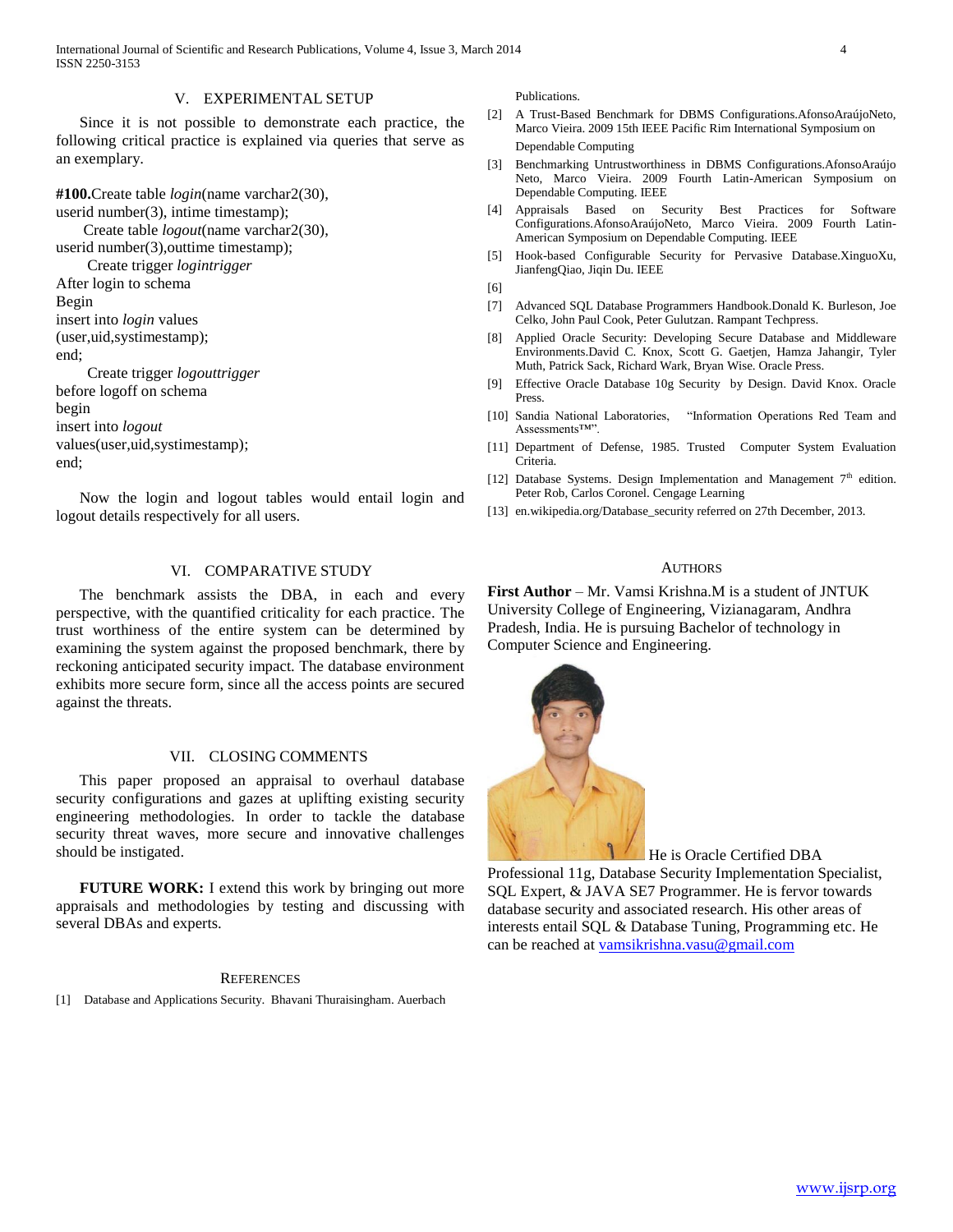## V. EXPERIMENTAL SETUP

Since it is not possible to demonstrate each practice, the following critical practice is explained via queries that serve as an exemplary.

**#100.**Create table *login*(name varchar2(30), userid number(3), intime timestamp);

Create table *logout*(name varchar2(30), userid number(3),outtime timestamp);

Create trigger *logintrigger*
After login to schema
Begin
insert into *login* values
(user,uid,systimestamp);
end;

Create trigger *logouttrigger*
before logoff on schema
begin
insert into *logout*
values(user,uid,systimestamp);
end;

Now the login and logout tables would entail login and logout details respectively for all users.

## VI. COMPARATIVE STUDY

The benchmark assists the DBA, in each and every perspective, with the quantified criticality for each practice. The trust worthiness of the entire system can be determined by examining the system against the proposed benchmark, there by reckoning anticipated security impact. The database environment exhibits more secure form, since all the access points are secured against the threats.

## VII. CLOSING COMMENTS

This paper proposed an appraisal to overhaul database security configurations and gazes at uplifting existing security engineering methodologies. In order to tackle the database security threat waves, more secure and innovative challenges should be instigated.

**FUTURE WORK:** I extend this work by bringing out more appraisals and methodologies by testing and discussing with several DBAs and experts.

## REFERENCES

[1] Database and Applications Security. Bhavani Thuraisingham. Auerbach Publications.

[2] A Trust-Based Benchmark for DBMS Configurations.AfonsoAraújoNeto, Marco Vieira. 2009 15th IEEE Pacific Rim International Symposium on Dependable Computing

[3] Benchmarking Untrustworthiness in DBMS Configurations.AfonsoAraújo Neto, Marco Vieira. 2009 Fourth Latin-American Symposium on Dependable Computing. IEEE

[4] Appraisals Based on Security Best Practices for Software Configurations.AfonsoAraújoNeto, Marco Vieira. 2009 Fourth Latin-American Symposium on Dependable Computing. IEEE

[5] Hook-based Configurable Security for Pervasive Database.XinguoXu, JianfengQiao, Jiqin Du. IEEE

[6]

[7] Advanced SQL Database Programmers Handbook.Donald K. Burleson, Joe Celko, John Paul Cook, Peter Gulutzan. Rampant Techpress.

[8] Applied Oracle Security: Developing Secure Database and Middleware Environments.David C. Knox, Scott G. Gaetjen, Hamza Jahangir, Tyler Muth, Patrick Sack, Richard Wark, Bryan Wise. Oracle Press.

[9] Effective Oracle Database 10g Security by Design. David Knox. Oracle Press.

[10] Sandia National Laboratories, "Information Operations Red Team and Assessments™".

[11] Department of Defense, 1985. Trusted Computer System Evaluation Criteria.

[12] Database Systems. Design Implementation and Management 7th edition. Peter Rob, Carlos Coronel. Cengage Learning

[13] en.wikipedia.org/Database_security referred on 27th December, 2013.

## AUTHORS

**First Author** – Mr. Vamsi Krishna.M is a student of JNTUK University College of Engineering, Vizianagaram, Andhra Pradesh, India. He is pursuing Bachelor of technology in Computer Science and Engineering.

He is Oracle Certified DBA Professional 11g, Database Security Implementation Specialist, SQL Expert, & JAVA SE7 Programmer. He is fervor towards database security and associated research. His other areas of interests entail SQL & Database Tuning, Programming etc. He can be reached at vamsikrishna.vasu@gmail.com